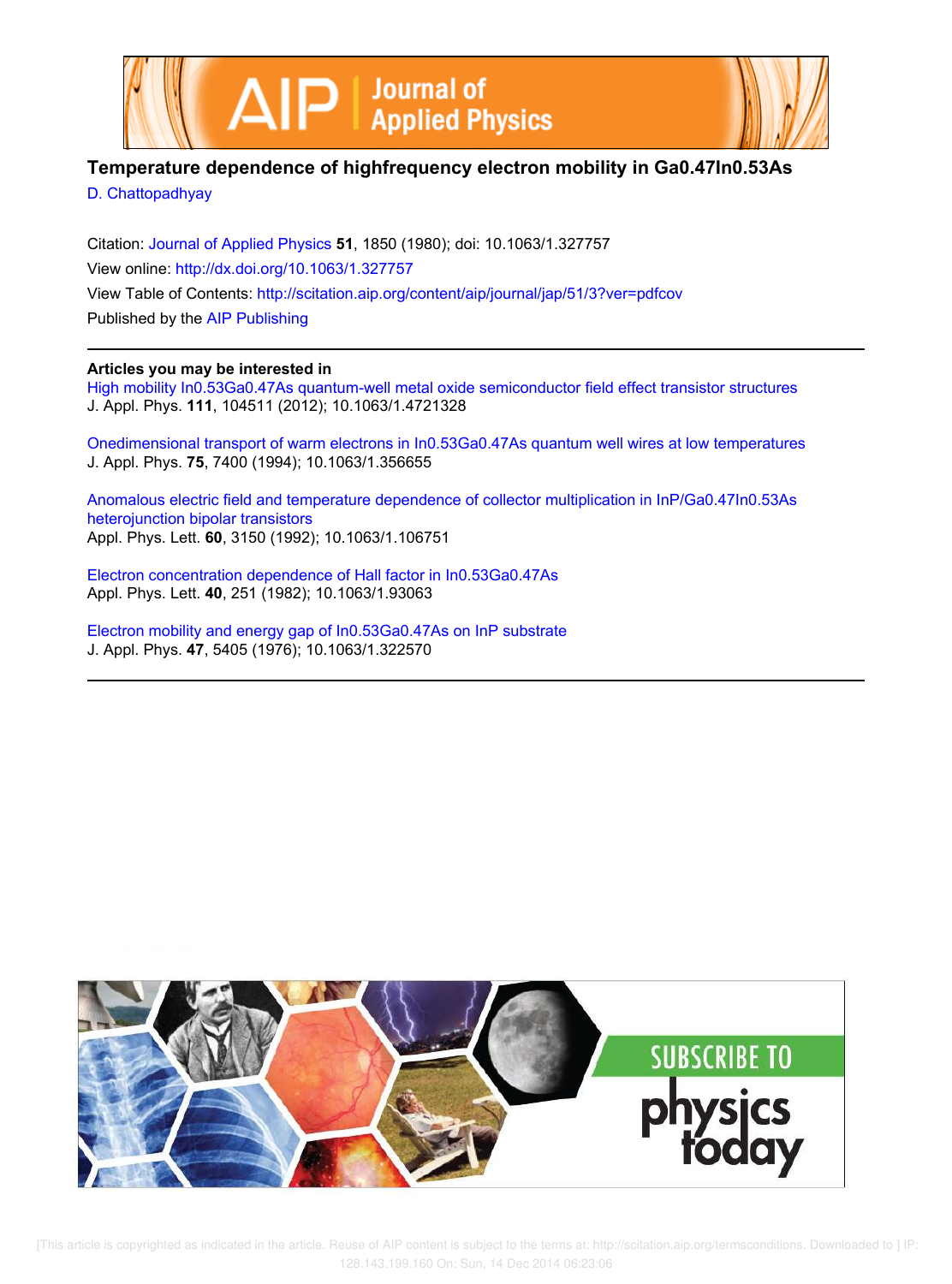# Temperature dependence of highfrequency electron mobility in Ga0.47In0.53As

D. Chattopadhyay

Citation: Journal of Applied Physics **51**, 1850 (1980); doi: 10.1063/1.327757
View online: http://dx.doi.org/10.1063/1.327757
View Table of Contents: http://scitation.aip.org/content/aip/journal/jap/51/3?ver=pdfcov
Published by the AIP Publishing

**Articles you may be interested in**

High mobility In0.53Ga0.47As quantum-well metal oxide semiconductor field effect transistor structures
J. Appl. Phys. **111**, 104511 (2012); 10.1063/1.4721328

Onedimensional transport of warm electrons in In0.53Ga0.47As quantum well wires at low temperatures
J. Appl. Phys. **75**, 7400 (1994); 10.1063/1.356655

Anomalous electric field and temperature dependence of collector multiplication in InP/Ga0.47In0.53As heterojunction bipolar transistors
Appl. Phys. Lett. **60**, 3150 (1992); 10.1063/1.106751

Electron concentration dependence of Hall factor in In0.53Ga0.47As
Appl. Phys. Lett. **40**, 251 (1982); 10.1063/1.93063

Electron mobility and energy gap of In0.53Ga0.47As on InP substrate
J. Appl. Phys. **47**, 5405 (1976); 10.1063/1.322570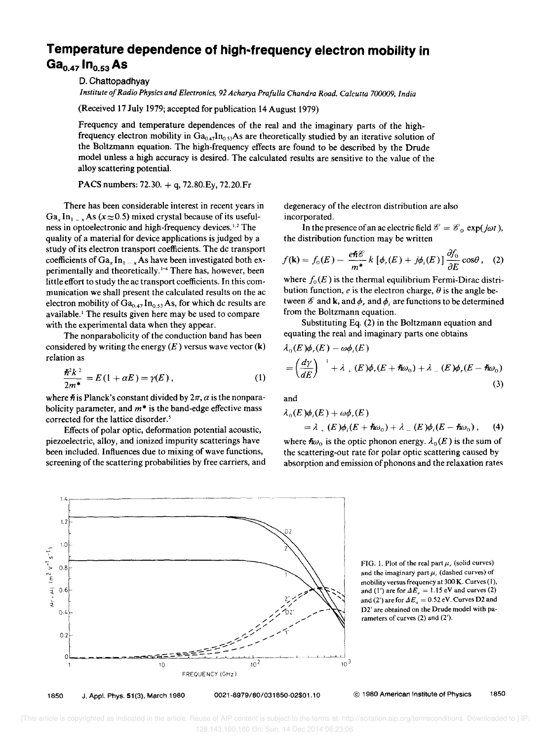# Temperature dependence of high-frequency electron mobility in $Ga_{0.47}In_{0.53}As$

D. Chattopadhyay

*Institute of Radio Physics and Electronics, 92 Acharya Prafulla Chandra Road, Calcutta 700009, India*

(Received 17 July 1979; accepted for publication 14 August 1979)

Frequency and temperature dependences of the real and the imaginary parts of the high-frequency electron mobility in $Ga_{0.47}In_{0.53}As$ are theoretically studied by an iterative solution of the Boltzmann equation. The high-frequency effects are found to be described by the Drude model unless a high accuracy is desired. The calculated results are sensitive to the value of the alloy scattering potential.

PACS numbers: 72.30. + q, 72.80.Ey, 72.20.Fr

There has been considerable interest in recent years in $Ga_xIn_{1-x}As$ ($x \approx 0.5$) mixed crystal because of its usefulness in optoelectronic and high-frequency devices.[1,2] The quality of a material for device applications is judged by a study of its electron transport coefficients. The dc transport coefficients of $Ga_xIn_{1-x}As$ have been investigated both experimentally and theoretically.[1-4] There has, however, been little effort to study the ac transport coefficients. In this communication we shall present the calculated results on the ac electron mobility of $Ga_{0.47}In_{0.53}As$, for which dc results are available.[1] The results given here may be used to compare with the experimental data when they appear.

The nonparabolicity of the conduction band has been considered by writing the energy ($E$) versus wave vector ($\mathbf{k}$) relation as

$$\frac{\hbar^2 k^2}{2m^*} = E(1 + \alpha E) = \gamma(E), \tag{1}$$

where $\hbar$ is Planck's constant divided by $2\pi$, $\alpha$ is the nonparabolicity parameter, and $m^*$ is the band-edge effective mass corrected for the lattice disorder.[5]

Effects of polar optic, deformation potential acoustic, piezoelectric, alloy, and ionized impurity scatterings have been included. Influences due to mixing of wave functions, screening of the scattering probabilities by free carriers, and degeneracy of the electron distribution are also incorporated.

In the presence of an ac electric field $\mathscr{E} = \mathscr{E}_0 \exp(j\omega t)$, the distribution function may be written

$$f(\mathbf{k}) = f_0(E) - \frac{e\hbar\mathscr{E}}{m^*} k\,[\phi_r(E) + j\phi_i(E)]\,\frac{\partial f_0}{\partial E}\cos\theta, \tag{2}$$

where $f_0(E)$ is the thermal equilibrium Fermi-Dirac distribution function, $e$ is the electron charge, $\theta$ is the angle between $\mathscr{E}$ and $\mathbf{k}$, and $\phi_r$ and $\phi_i$ are functions to be determined from the Boltzmann equation.

Substituting Eq. (2) in the Boltzmann equation and equating the real and imaginary parts one obtains

$$\lambda_0(E)\phi_r(E) - \omega\phi_i(E) = \left(\frac{d\gamma}{dE}\right)^{-1} + \lambda_+(E)\phi_r(E + \hbar\omega_0) + \lambda_-(E)\phi_r(E - \hbar\omega_0) \tag{3}$$

and

$$\lambda_0(E)\phi_i(E) + \omega\phi_r(E) = \lambda_+(E)\phi_i(E + \hbar\omega_0) + \lambda_-(E)\phi_i(E - \hbar\omega_0), \tag{4}$$

where $\hbar\omega_0$ is the optic phonon energy. $\lambda_0(E)$ is the sum of the scattering-out rate for polar optic scattering caused by absorption and emission of phonons and the relaxation rates

$\mu_r, \mu_i$ ($m^2 V^{-1} s^{-1}$)

1.4
1.2
1.0
0.8
0.6
0.4
0.2
0

1
10
$10^2$
$10^3$

FREQUENCY (GHz)

D2
2
1
2'
D2'
1'

FIG. 1. Plot of the real part $\mu_r$ (solid curves) and the imaginary part $\mu_i$ (dashed curves) of mobility versus frequency at 300 K. Curves (1), and (1') are for $\Delta E_a = 1.15$ eV and curves (2) and (2') are for $\Delta E_a = 0.52$ eV. Curves D2 and D2' are obtained on the Drude model with parameters of curves (2) and (2').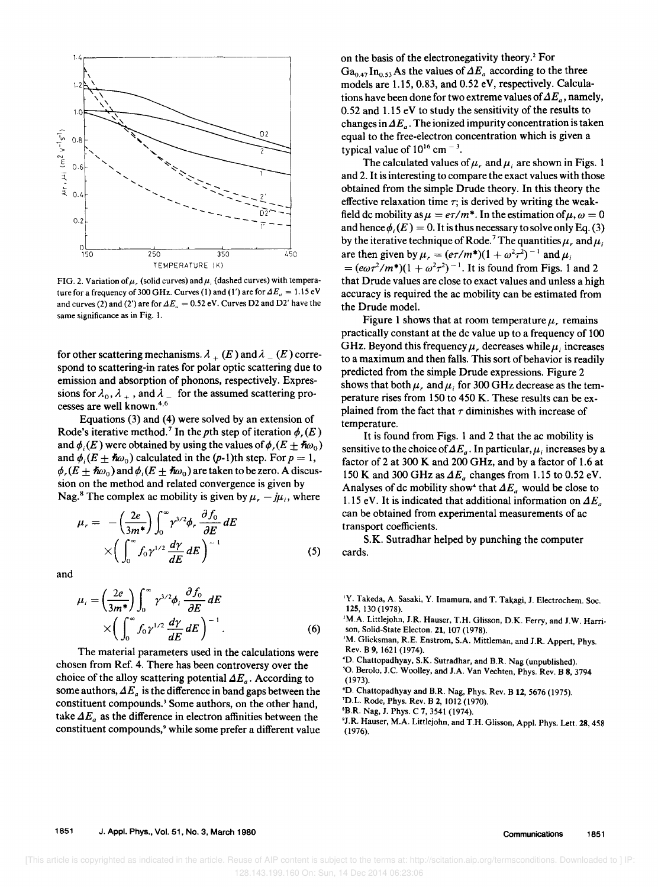1.4
1.2
1.0
0.8
0.6
0.4
0.2
0
150
250
350
450
TEMPERATURE (K)
$\mu_r, \mu_i$ ($m^2 V^{-1} s^{-1}$)
D2
2
1
2'
D2'
1'

FIG. 2. Variation of $\mu_r$ (solid curves) and $\mu_i$ (dashed curves) with temperature for a frequency of 300 GHz. Curves (1) and (1') are for $\Delta E_a = 1.15$ eV and curves (2) and (2') are for $\Delta E_a = 0.52$ eV. Curves D2 and D2' have the same significance as in Fig. 1.

for other scattering mechanisms. $\lambda_+(E)$ and $\lambda_-(E)$ correspond to scattering-in rates for polar optic scattering due to emission and absorption of phonons, respectively. Expressions for $\lambda_0$, $\lambda_+$, and $\lambda_-$ for the assumed scattering processes are well known.[4,6]

Equations (3) and (4) were solved by an extension of Rode's iterative method.[7] In the $p$th step of iteration $\phi_r(E)$ and $\phi_i(E)$ were obtained by using the values of $\phi_r(E \pm \hbar\omega_0)$ and $\phi_i(E \pm \hbar\omega_0)$ calculated in the ($p$-1)th step. For $p = 1$, $\phi_r(E \pm \hbar\omega_0)$ and $\phi_i(E \pm \hbar\omega_0)$ are taken to be zero. A discussion on the method and related convergence is given by Nag.[8] The complex ac mobility is given by $\mu_r - j\mu_i$, where

$$\mu_r = -\left(\frac{2e}{3m^*}\right)\int_0^\infty \gamma^{3/2}\phi_r \frac{\partial f_0}{\partial E}\,dE \times \left(\int_0^\infty f_0 \gamma^{1/2}\frac{d\gamma}{dE}\,dE\right)^{-1} \tag{5}$$

and

$$\mu_i = \left(\frac{2e}{3m^*}\right)\int_0^\infty \gamma^{3/2}\phi_i \frac{\partial f_0}{\partial E}\,dE \times \left(\int_0^\infty f_0 \gamma^{1/2}\frac{d\gamma}{dE}\,dE\right)^{-1}. \tag{6}$$

The material parameters used in the calculations were chosen from Ref. 4. There has been controversy over the choice of the alloy scattering potential $\Delta E_a$. According to some authors, $\Delta E_a$ is the difference in band gaps between the constituent compounds.[3] Some authors, on the other hand, take $\Delta E_a$ as the difference in electron affinities between the constituent compounds,[9] while some prefer a different value on the basis of the electronegativity theory.[2] For $Ga_{0.47}In_{0.53}As$ the values of $\Delta E_a$ according to the three models are 1.15, 0.83, and 0.52 eV, respectively. Calculations have been done for two extreme values of $\Delta E_a$, namely, 0.52 and 1.15 eV to study the sensitivity of the results to changes in $\Delta E_a$. The ionized impurity concentration is taken equal to the free-electron concentration which is given a typical value of $10^{16}$ cm$^{-3}$.

The calculated values of $\mu_r$ and $\mu_i$ are shown in Figs. 1 and 2. It is interesting to compare the exact values with those obtained from the simple Drude theory. In this theory the effective relaxation time $\tau$; is derived by writing the weak-field dc mobility as $\mu = e\tau/m^*$. In the estimation of $\mu$, $\omega = 0$ and hence $\phi_i(E) = 0$. It is thus necessary to solve only Eq. (3) by the iterative technique of Rode.[7] The quantities $\mu_r$ and $\mu_i$ are then given by $\mu_r = (e\tau/m^*)(1+\omega^2\tau^2)^{-1}$ and $\mu_i = (e\omega\tau^2/m^*)(1+\omega^2\tau^2)^{-1}$. It is found from Figs. 1 and 2 that Drude values are close to exact values and unless a high accuracy is required the ac mobility can be estimated from the Drude model.

Figure 1 shows that at room temperature $\mu_r$ remains practically constant at the dc value up to a frequency of 100 GHz. Beyond this frequency $\mu_r$ decreases while $\mu_i$ increases to a maximum and then falls. This sort of behavior is readily predicted from the simple Drude expressions. Figure 2 shows that both $\mu_r$ and $\mu_i$ for 300 GHz decrease as the temperature rises from 150 to 450 K. These results can be explained from the fact that $\tau$ diminishes with increase of temperature.

It is found from Figs. 1 and 2 that the ac mobility is sensitive to the choice of $\Delta E_a$. In particular, $\mu_i$ increases by a factor of 2 at 300 K and 200 GHz, and by a factor of 1.6 at 150 K and 300 GHz as $\Delta E_a$ changes from 1.15 to 0.52 eV. Analyses of dc mobility show[4] that $\Delta E_a$ would be close to 1.15 eV. It is indicated that additional information on $\Delta E_a$ can be obtained from experimental measurements of ac transport coefficients.

S.K. Sutradhar helped by punching the computer cards.

[1] Y. Takeda, A. Sasaki, Y. Imamura, and T. Takagi, J. Electrochem. Soc. **125**, 130 (1978).

[2] M.A. Littlejohn, J.R. Hauser, T.H. Glisson, D.K. Ferry, and J.W. Harrison, Solid-State Electon. **21**, 107 (1978).

[3] M. Glicksman, R.E. Enstrom, S.A. Mittleman, and J.R. Appert, Phys. Rev. B **9**, 1621 (1974).

[4] D. Chattopadhyay, S.K. Sutradhar, and B.R. Nag (unpublished).

[5] O. Berolo, J.C. Woolley, and J.A. Van Vechten, Phys. Rev. B **8**, 3794 (1973).

[6] D. Chattopadhyay and B.R. Nag, Phys. Rev. B **12**, 5676 (1975).

[7] D.L. Rode, Phys. Rev. B **2**, 1012 (1970).

[8] B.R. Nag, J. Phys. C **7**, 3541 (1974).

[9] J.R. Hauser, M.A. Littlejohn, and T.H. Glisson, Appl. Phys. Lett. **28**, 458 (1976).